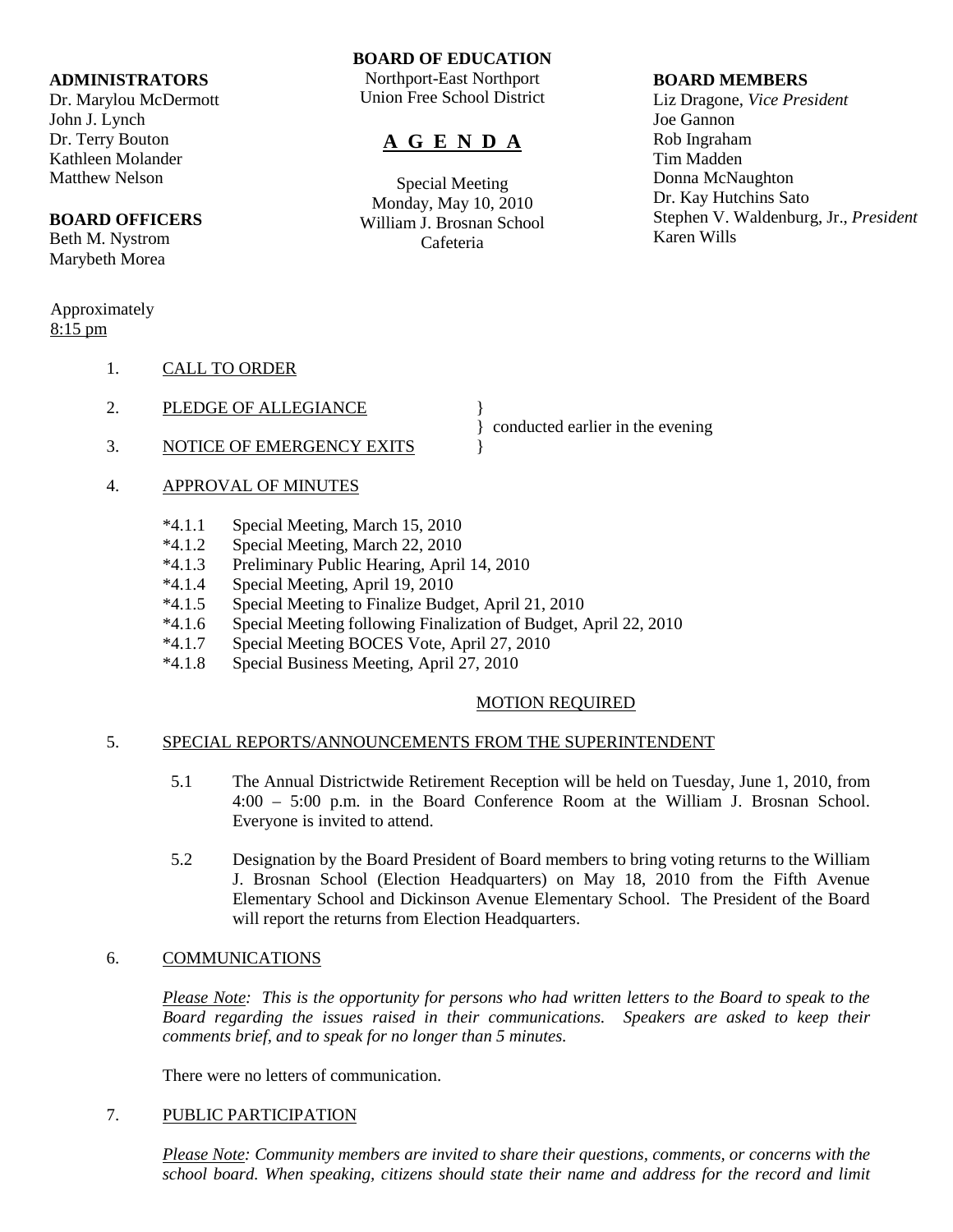**ADMINISTRATORS**
Dr. Marylou McDermott
John J. Lynch
Dr. Terry Bouton
Kathleen Molander
Matthew Nelson

**BOARD OFFICERS**
Beth M. Nystrom
Marybeth Morea

**BOARD OF EDUCATION**
Northport-East Northport
Union Free School District

# A G E N D A

Special Meeting
Monday, May 10, 2010
William J. Brosnan School
Cafeteria

**BOARD MEMBERS**
Liz Dragone, *Vice President*
Joe Gannon
Rob Ingraham
Tim Madden
Donna McNaughton
Dr. Kay Hutchins Sato
Stephen V. Waldenburg, Jr., *President*
Karen Wills

Approximately
8:15 pm

1. CALL TO ORDER

2. PLEDGE OF ALLEGIANCE } conducted earlier in the evening

3. NOTICE OF EMERGENCY EXITS }

4. APPROVAL OF MINUTES

   *4.1.1 Special Meeting, March 15, 2010
   *4.1.2 Special Meeting, March 22, 2010
   *4.1.3 Preliminary Public Hearing, April 14, 2010
   *4.1.4 Special Meeting, April 19, 2010
   *4.1.5 Special Meeting to Finalize Budget, April 21, 2010
   *4.1.6 Special Meeting following Finalization of Budget, April 22, 2010
   *4.1.7 Special Meeting BOCES Vote, April 27, 2010
   *4.1.8 Special Business Meeting, April 27, 2010

   MOTION REQUIRED

5. SPECIAL REPORTS/ANNOUNCEMENTS FROM THE SUPERINTENDENT

   5.1 The Annual Districtwide Retirement Reception will be held on Tuesday, June 1, 2010, from 4:00 – 5:00 p.m. in the Board Conference Room at the William J. Brosnan School. Everyone is invited to attend.

   5.2 Designation by the Board President of Board members to bring voting returns to the William J. Brosnan School (Election Headquarters) on May 18, 2010 from the Fifth Avenue Elementary School and Dickinson Avenue Elementary School. The President of the Board will report the returns from Election Headquarters.

6. COMMUNICATIONS

   *Please Note: This is the opportunity for persons who had written letters to the Board to speak to the Board regarding the issues raised in their communications. Speakers are asked to keep their comments brief, and to speak for no longer than 5 minutes.*

   There were no letters of communication.

7. PUBLIC PARTICIPATION

   *Please Note: Community members are invited to share their questions, comments, or concerns with the school board. When speaking, citizens should state their name and address for the record and limit*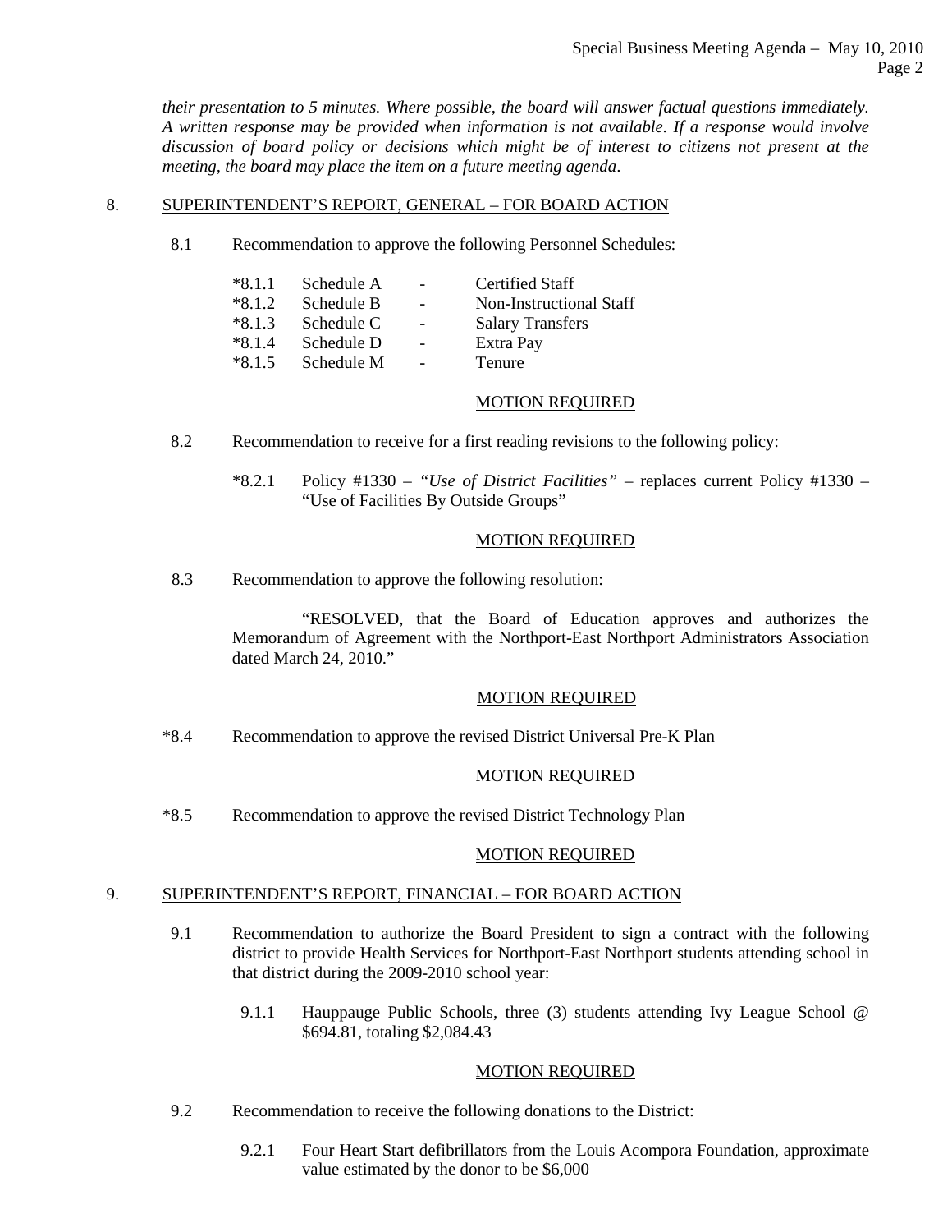*their presentation to 5 minutes. Where possible, the board will answer factual questions immediately. A written response may be provided when information is not available. If a response would involve discussion of board policy or decisions which might be of interest to citizens not present at the meeting, the board may place the item on a future meeting agenda*.

8. SUPERINTENDENT'S REPORT, GENERAL – FOR BOARD ACTION

   8.1 Recommendation to approve the following Personnel Schedules:

   | | | | |
   |---|---|---|---|
   | *8.1.1 | Schedule A | - | Certified Staff |
   | *8.1.2 | Schedule B | - | Non-Instructional Staff |
   | *8.1.3 | Schedule C | - | Salary Transfers |
   | *8.1.4 | Schedule D | - | Extra Pay |
   | *8.1.5 | Schedule M | - | Tenure |

   MOTION REQUIRED

   8.2 Recommendation to receive for a first reading revisions to the following policy:

   *8.2.1 Policy #1330 – *"Use of District Facilities"* – replaces current Policy #1330 – "Use of Facilities By Outside Groups"

   MOTION REQUIRED

   8.3 Recommendation to approve the following resolution:

   "RESOLVED, that the Board of Education approves and authorizes the Memorandum of Agreement with the Northport-East Northport Administrators Association dated March 24, 2010."

   MOTION REQUIRED

   *8.4 Recommendation to approve the revised District Universal Pre-K Plan

   MOTION REQUIRED

   *8.5 Recommendation to approve the revised District Technology Plan

   MOTION REQUIRED

9. SUPERINTENDENT'S REPORT, FINANCIAL – FOR BOARD ACTION

   9.1 Recommendation to authorize the Board President to sign a contract with the following district to provide Health Services for Northport-East Northport students attending school in that district during the 2009-2010 school year:

   9.1.1 Hauppauge Public Schools, three (3) students attending Ivy League School @ $694.81, totaling $2,084.43

   MOTION REQUIRED

   9.2 Recommendation to receive the following donations to the District:

   9.2.1 Four Heart Start defibrillators from the Louis Acompora Foundation, approximate value estimated by the donor to be $6,000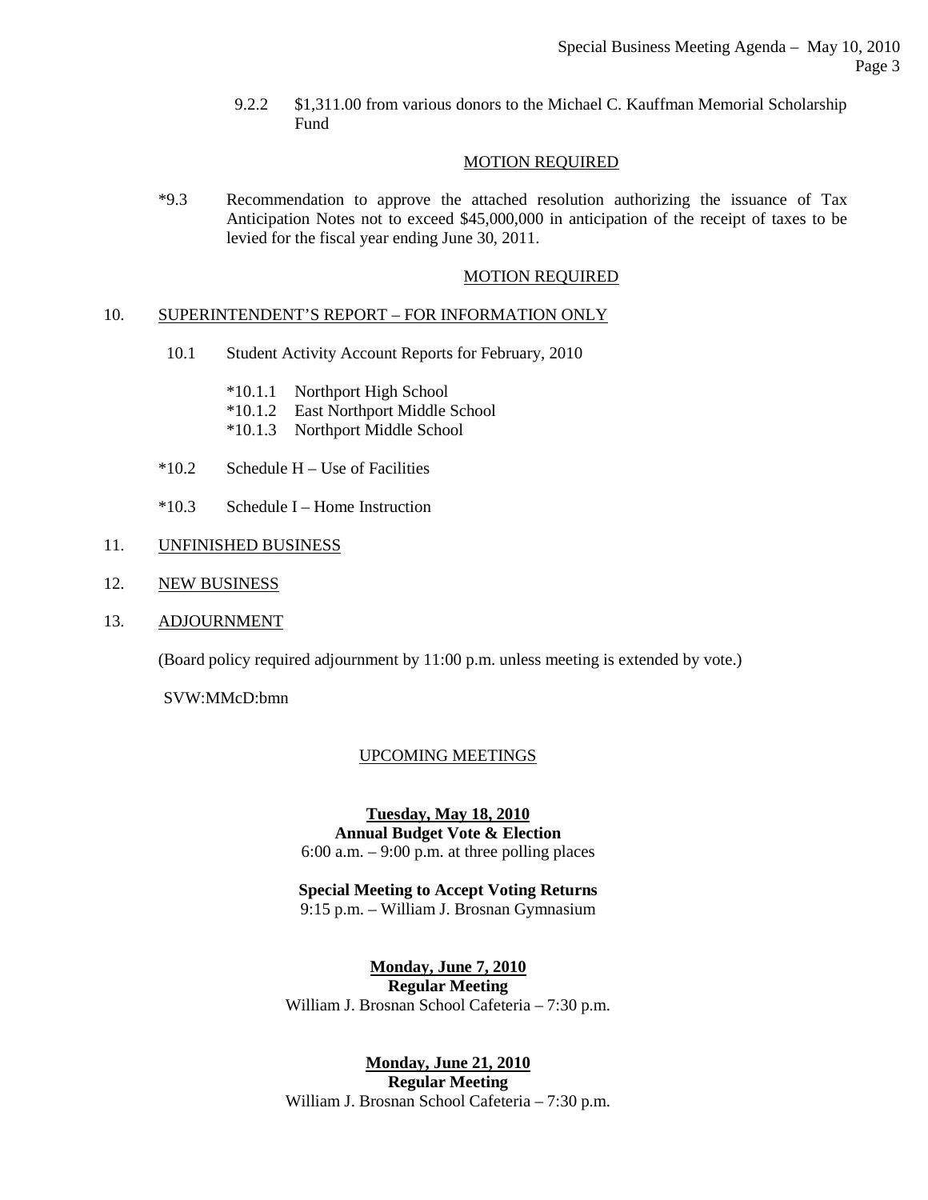9.2.2 $1,311.00 from various donors to the Michael C. Kauffman Memorial Scholarship Fund

MOTION REQUIRED

*9.3 Recommendation to approve the attached resolution authorizing the issuance of Tax Anticipation Notes not to exceed $45,000,000 in anticipation of the receipt of taxes to be levied for the fiscal year ending June 30, 2011.

MOTION REQUIRED

10. SUPERINTENDENT'S REPORT – FOR INFORMATION ONLY

10.1 Student Activity Account Reports for February, 2010

*10.1.1 Northport High School
*10.1.2 East Northport Middle School
*10.1.3 Northport Middle School

*10.2 Schedule H – Use of Facilities

*10.3 Schedule I – Home Instruction

11. UNFINISHED BUSINESS

12. NEW BUSINESS

13. ADJOURNMENT

(Board policy required adjournment by 11:00 p.m. unless meeting is extended by vote.)

SVW:MMcD:bmn

UPCOMING MEETINGS

**Tuesday, May 18, 2010**
**Annual Budget Vote & Election**
6:00 a.m. – 9:00 p.m. at three polling places

**Special Meeting to Accept Voting Returns**
9:15 p.m. – William J. Brosnan Gymnasium

**Monday, June 7, 2010**
**Regular Meeting**
William J. Brosnan School Cafeteria – 7:30 p.m.

**Monday, June 21, 2010**
**Regular Meeting**
William J. Brosnan School Cafeteria – 7:30 p.m.